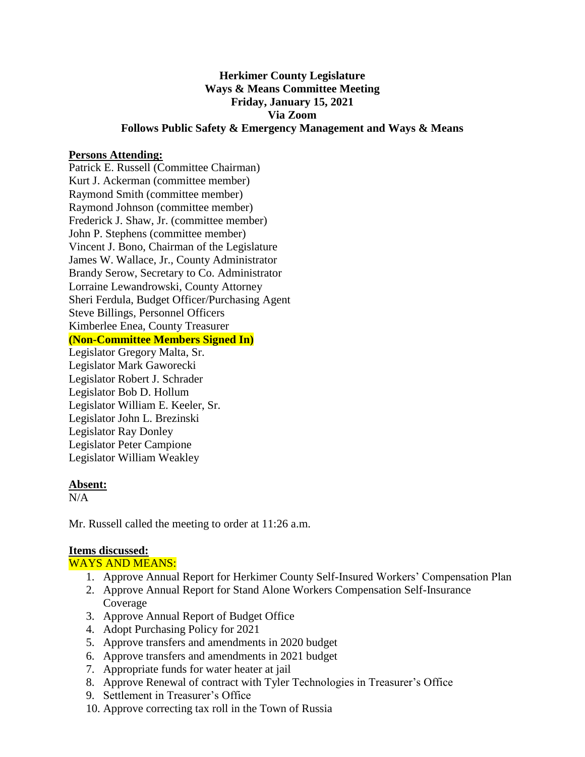**Herkimer County Legislature**
**Ways & Means Committee Meeting**
**Friday, January 15, 2021**
**Via Zoom**
**Follows Public Safety & Emergency Management and Ways & Means**

**Persons Attending:**

Patrick E. Russell (Committee Chairman)
Kurt J. Ackerman (committee member)
Raymond Smith (committee member)
Raymond Johnson (committee member)
Frederick J. Shaw, Jr. (committee member)
John P. Stephens (committee member)
Vincent J. Bono, Chairman of the Legislature
James W. Wallace, Jr., County Administrator
Brandy Serow, Secretary to Co. Administrator
Lorraine Lewandrowski, County Attorney
Sheri Ferdula, Budget Officer/Purchasing Agent
Steve Billings, Personnel Officers
Kimberlee Enea, County Treasurer
**(Non-Committee Members Signed In)**
Legislator Gregory Malta, Sr.
Legislator Mark Gaworecki
Legislator Robert J. Schrader
Legislator Bob D. Hollum
Legislator William E. Keeler, Sr.
Legislator John L. Brezinski
Legislator Ray Donley
Legislator Peter Campione
Legislator William Weakley

**Absent:**

N/A

Mr. Russell called the meeting to order at 11:26 a.m.

**Items discussed:**

WAYS AND MEANS:

1. Approve Annual Report for Herkimer County Self-Insured Workers' Compensation Plan
2. Approve Annual Report for Stand Alone Workers Compensation Self-Insurance Coverage
3. Approve Annual Report of Budget Office
4. Adopt Purchasing Policy for 2021
5. Approve transfers and amendments in 2020 budget
6. Approve transfers and amendments in 2021 budget
7. Appropriate funds for water heater at jail
8. Approve Renewal of contract with Tyler Technologies in Treasurer's Office
9. Settlement in Treasurer's Office
10. Approve correcting tax roll in the Town of Russia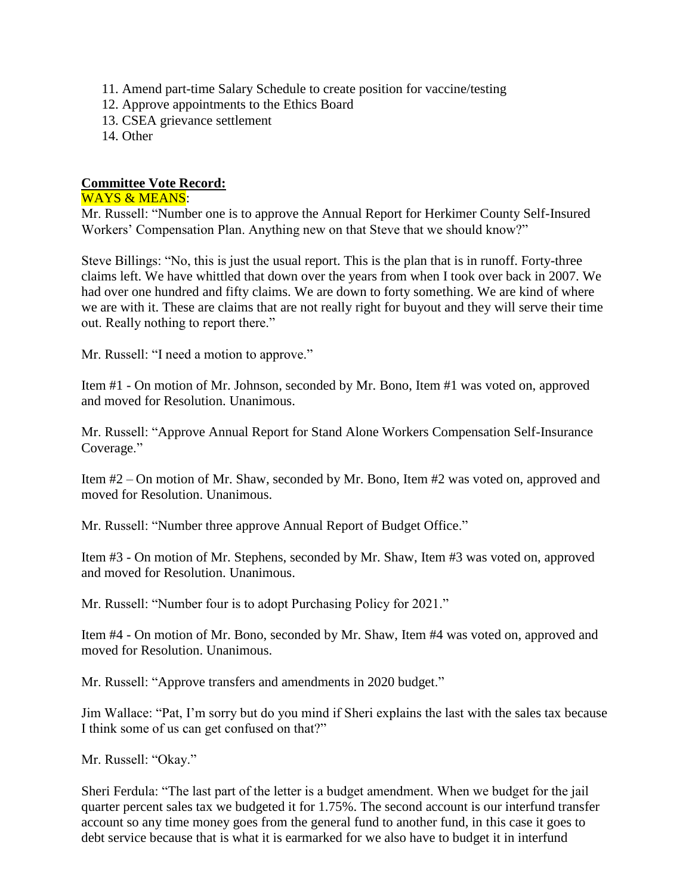11. Amend part-time Salary Schedule to create position for vaccine/testing
12. Approve appointments to the Ethics Board
13. CSEA grievance settlement
14. Other

**Committee Vote Record:**

WAYS & MEANS:

Mr. Russell: "Number one is to approve the Annual Report for Herkimer County Self-Insured Workers' Compensation Plan. Anything new on that Steve that we should know?"

Steve Billings: "No, this is just the usual report. This is the plan that is in runoff. Forty-three claims left. We have whittled that down over the years from when I took over back in 2007. We had over one hundred and fifty claims. We are down to forty something. We are kind of where we are with it. These are claims that are not really right for buyout and they will serve their time out. Really nothing to report there."

Mr. Russell: "I need a motion to approve."

Item #1 - On motion of Mr. Johnson, seconded by Mr. Bono, Item #1 was voted on, approved and moved for Resolution. Unanimous.

Mr. Russell: "Approve Annual Report for Stand Alone Workers Compensation Self-Insurance Coverage."

Item #2 – On motion of Mr. Shaw, seconded by Mr. Bono, Item #2 was voted on, approved and moved for Resolution. Unanimous.

Mr. Russell: "Number three approve Annual Report of Budget Office."

Item #3 - On motion of Mr. Stephens, seconded by Mr. Shaw, Item #3 was voted on, approved and moved for Resolution. Unanimous.

Mr. Russell: "Number four is to adopt Purchasing Policy for 2021."

Item #4 - On motion of Mr. Bono, seconded by Mr. Shaw, Item #4 was voted on, approved and moved for Resolution. Unanimous.

Mr. Russell: "Approve transfers and amendments in 2020 budget."

Jim Wallace: "Pat, I'm sorry but do you mind if Sheri explains the last with the sales tax because I think some of us can get confused on that?"

Mr. Russell: "Okay."

Sheri Ferdula: "The last part of the letter is a budget amendment. When we budget for the jail quarter percent sales tax we budgeted it for 1.75%. The second account is our interfund transfer account so any time money goes from the general fund to another fund, in this case it goes to debt service because that is what it is earmarked for we also have to budget it in interfund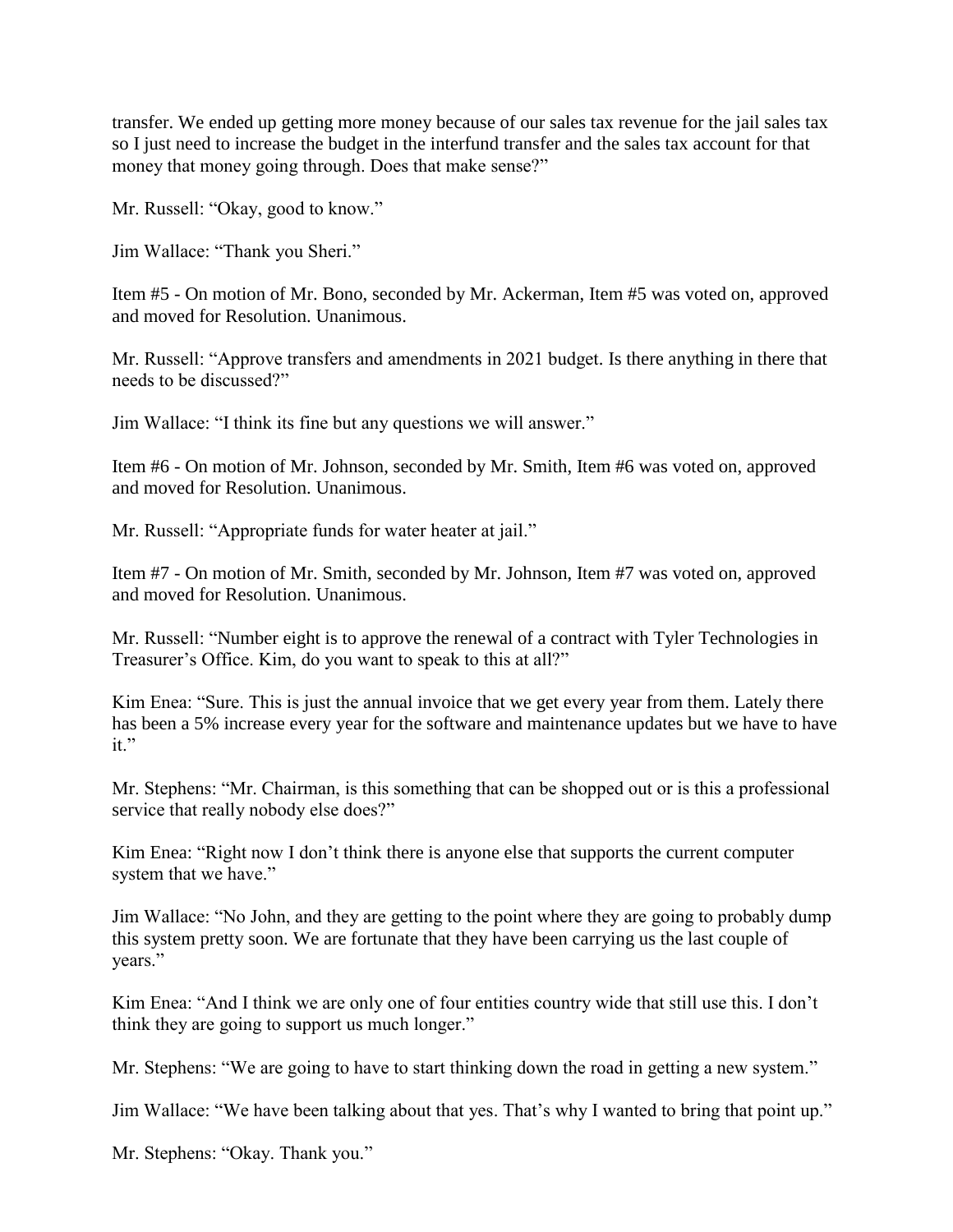transfer. We ended up getting more money because of our sales tax revenue for the jail sales tax so I just need to increase the budget in the interfund transfer and the sales tax account for that money that money going through. Does that make sense?"

Mr. Russell: "Okay, good to know."

Jim Wallace: "Thank you Sheri."

Item #5 - On motion of Mr. Bono, seconded by Mr. Ackerman, Item #5 was voted on, approved and moved for Resolution. Unanimous.

Mr. Russell: "Approve transfers and amendments in 2021 budget. Is there anything in there that needs to be discussed?"

Jim Wallace: "I think its fine but any questions we will answer."

Item #6 - On motion of Mr. Johnson, seconded by Mr. Smith, Item #6 was voted on, approved and moved for Resolution. Unanimous.

Mr. Russell: "Appropriate funds for water heater at jail."

Item #7 - On motion of Mr. Smith, seconded by Mr. Johnson, Item #7 was voted on, approved and moved for Resolution. Unanimous.

Mr. Russell: "Number eight is to approve the renewal of a contract with Tyler Technologies in Treasurer's Office. Kim, do you want to speak to this at all?"

Kim Enea: "Sure. This is just the annual invoice that we get every year from them. Lately there has been a 5% increase every year for the software and maintenance updates but we have to have it."

Mr. Stephens: "Mr. Chairman, is this something that can be shopped out or is this a professional service that really nobody else does?"

Kim Enea: "Right now I don't think there is anyone else that supports the current computer system that we have."

Jim Wallace: "No John, and they are getting to the point where they are going to probably dump this system pretty soon. We are fortunate that they have been carrying us the last couple of years."

Kim Enea: "And I think we are only one of four entities country wide that still use this. I don't think they are going to support us much longer."

Mr. Stephens: "We are going to have to start thinking down the road in getting a new system."

Jim Wallace: "We have been talking about that yes. That's why I wanted to bring that point up."

Mr. Stephens: "Okay. Thank you."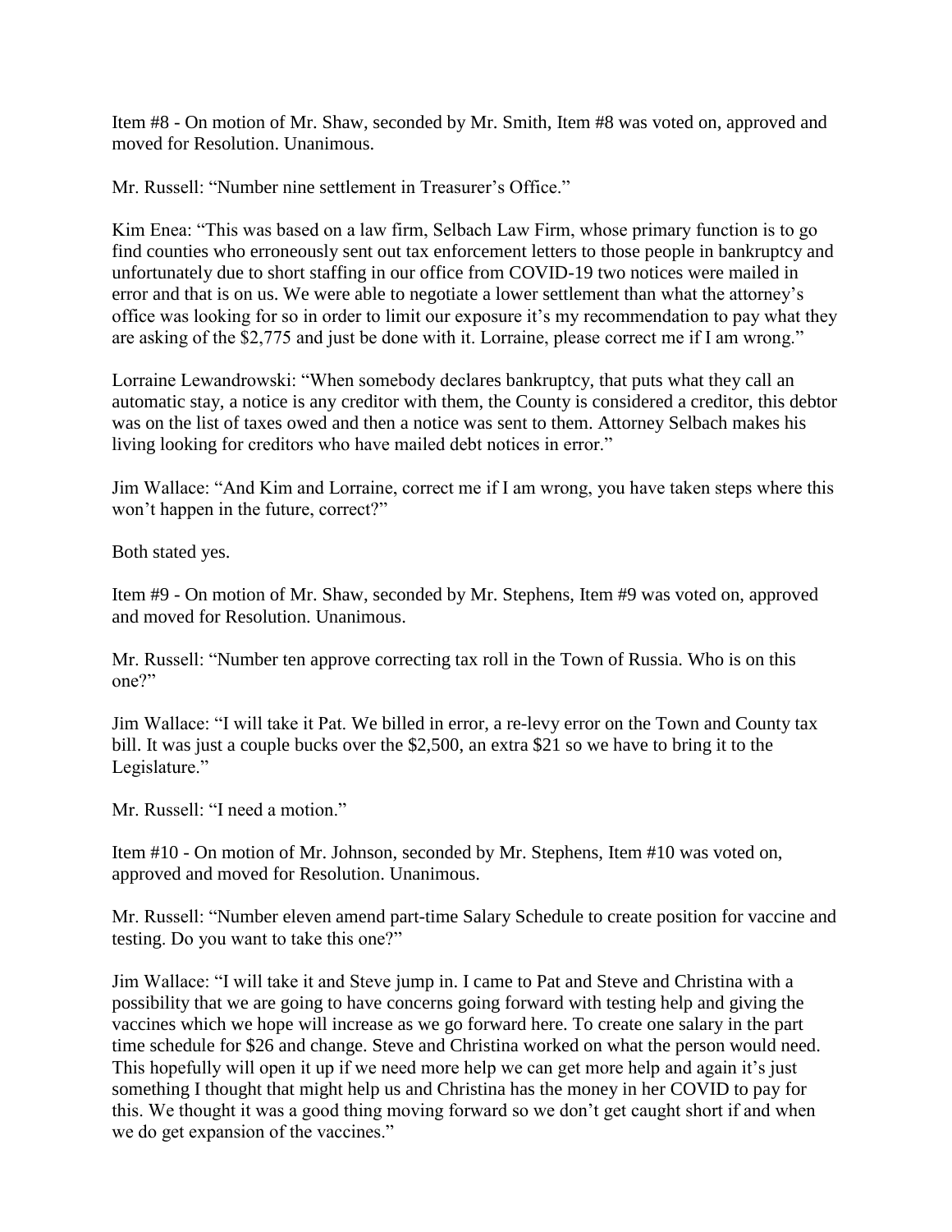Item #8 - On motion of Mr. Shaw, seconded by Mr. Smith, Item #8 was voted on, approved and moved for Resolution. Unanimous.

Mr. Russell: "Number nine settlement in Treasurer's Office."

Kim Enea: "This was based on a law firm, Selbach Law Firm, whose primary function is to go find counties who erroneously sent out tax enforcement letters to those people in bankruptcy and unfortunately due to short staffing in our office from COVID-19 two notices were mailed in error and that is on us. We were able to negotiate a lower settlement than what the attorney's office was looking for so in order to limit our exposure it's my recommendation to pay what they are asking of the $2,775 and just be done with it. Lorraine, please correct me if I am wrong."

Lorraine Lewandrowski: "When somebody declares bankruptcy, that puts what they call an automatic stay, a notice is any creditor with them, the County is considered a creditor, this debtor was on the list of taxes owed and then a notice was sent to them. Attorney Selbach makes his living looking for creditors who have mailed debt notices in error."

Jim Wallace: "And Kim and Lorraine, correct me if I am wrong, you have taken steps where this won't happen in the future, correct?"

Both stated yes.

Item #9 - On motion of Mr. Shaw, seconded by Mr. Stephens, Item #9 was voted on, approved and moved for Resolution. Unanimous.

Mr. Russell: "Number ten approve correcting tax roll in the Town of Russia. Who is on this one?"

Jim Wallace: "I will take it Pat. We billed in error, a re-levy error on the Town and County tax bill. It was just a couple bucks over the $2,500, an extra $21 so we have to bring it to the Legislature."

Mr. Russell: "I need a motion."

Item #10 - On motion of Mr. Johnson, seconded by Mr. Stephens, Item #10 was voted on, approved and moved for Resolution. Unanimous.

Mr. Russell: "Number eleven amend part-time Salary Schedule to create position for vaccine and testing. Do you want to take this one?"

Jim Wallace: "I will take it and Steve jump in. I came to Pat and Steve and Christina with a possibility that we are going to have concerns going forward with testing help and giving the vaccines which we hope will increase as we go forward here. To create one salary in the part time schedule for $26 and change. Steve and Christina worked on what the person would need. This hopefully will open it up if we need more help we can get more help and again it's just something I thought that might help us and Christina has the money in her COVID to pay for this. We thought it was a good thing moving forward so we don't get caught short if and when we do get expansion of the vaccines."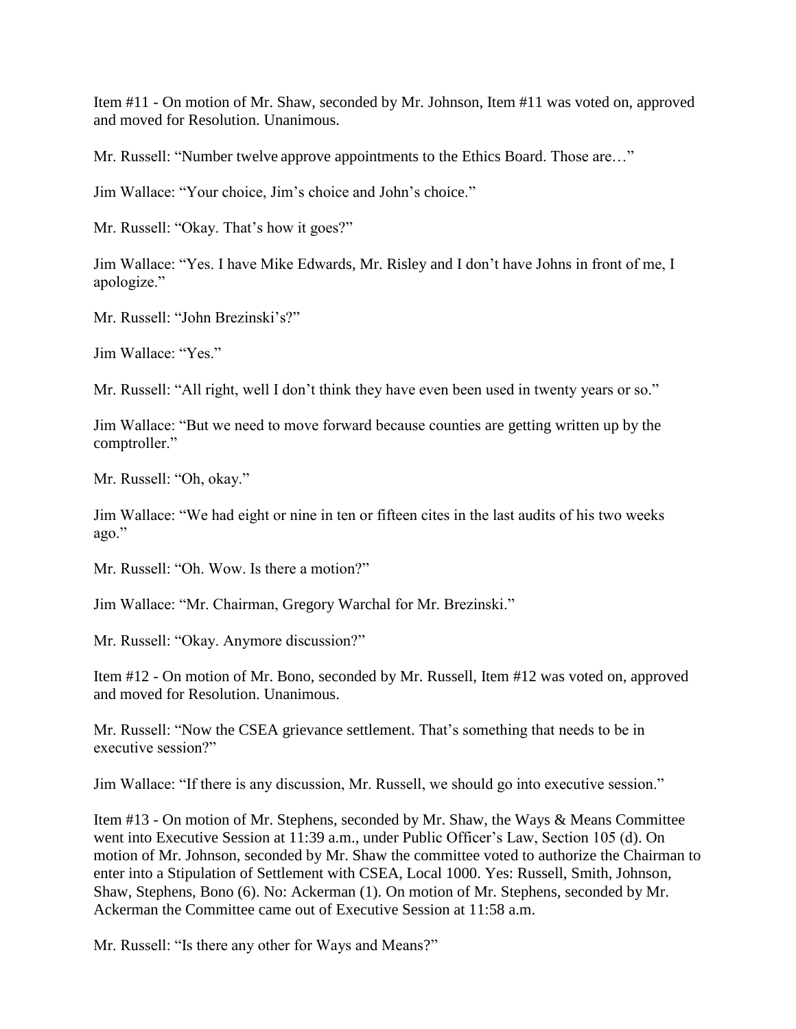Item #11 - On motion of Mr. Shaw, seconded by Mr. Johnson, Item #11 was voted on, approved and moved for Resolution. Unanimous.

Mr. Russell: "Number twelve approve appointments to the Ethics Board. Those are…"

Jim Wallace: "Your choice, Jim's choice and John's choice."

Mr. Russell: "Okay. That's how it goes?"

Jim Wallace: "Yes. I have Mike Edwards, Mr. Risley and I don't have Johns in front of me, I apologize."

Mr. Russell: "John Brezinski's?"

Jim Wallace: "Yes."

Mr. Russell: "All right, well I don't think they have even been used in twenty years or so."

Jim Wallace: "But we need to move forward because counties are getting written up by the comptroller."

Mr. Russell: "Oh, okay."

Jim Wallace: "We had eight or nine in ten or fifteen cites in the last audits of his two weeks ago."

Mr. Russell: "Oh. Wow. Is there a motion?"

Jim Wallace: "Mr. Chairman, Gregory Warchal for Mr. Brezinski."

Mr. Russell: "Okay. Anymore discussion?"

Item #12 - On motion of Mr. Bono, seconded by Mr. Russell, Item #12 was voted on, approved and moved for Resolution. Unanimous.

Mr. Russell: "Now the CSEA grievance settlement. That's something that needs to be in executive session?"

Jim Wallace: "If there is any discussion, Mr. Russell, we should go into executive session."

Item #13 - On motion of Mr. Stephens, seconded by Mr. Shaw, the Ways & Means Committee went into Executive Session at 11:39 a.m., under Public Officer's Law, Section 105 (d). On motion of Mr. Johnson, seconded by Mr. Shaw the committee voted to authorize the Chairman to enter into a Stipulation of Settlement with CSEA, Local 1000. Yes: Russell, Smith, Johnson, Shaw, Stephens, Bono (6). No: Ackerman (1). On motion of Mr. Stephens, seconded by Mr. Ackerman the Committee came out of Executive Session at 11:58 a.m.

Mr. Russell: "Is there any other for Ways and Means?"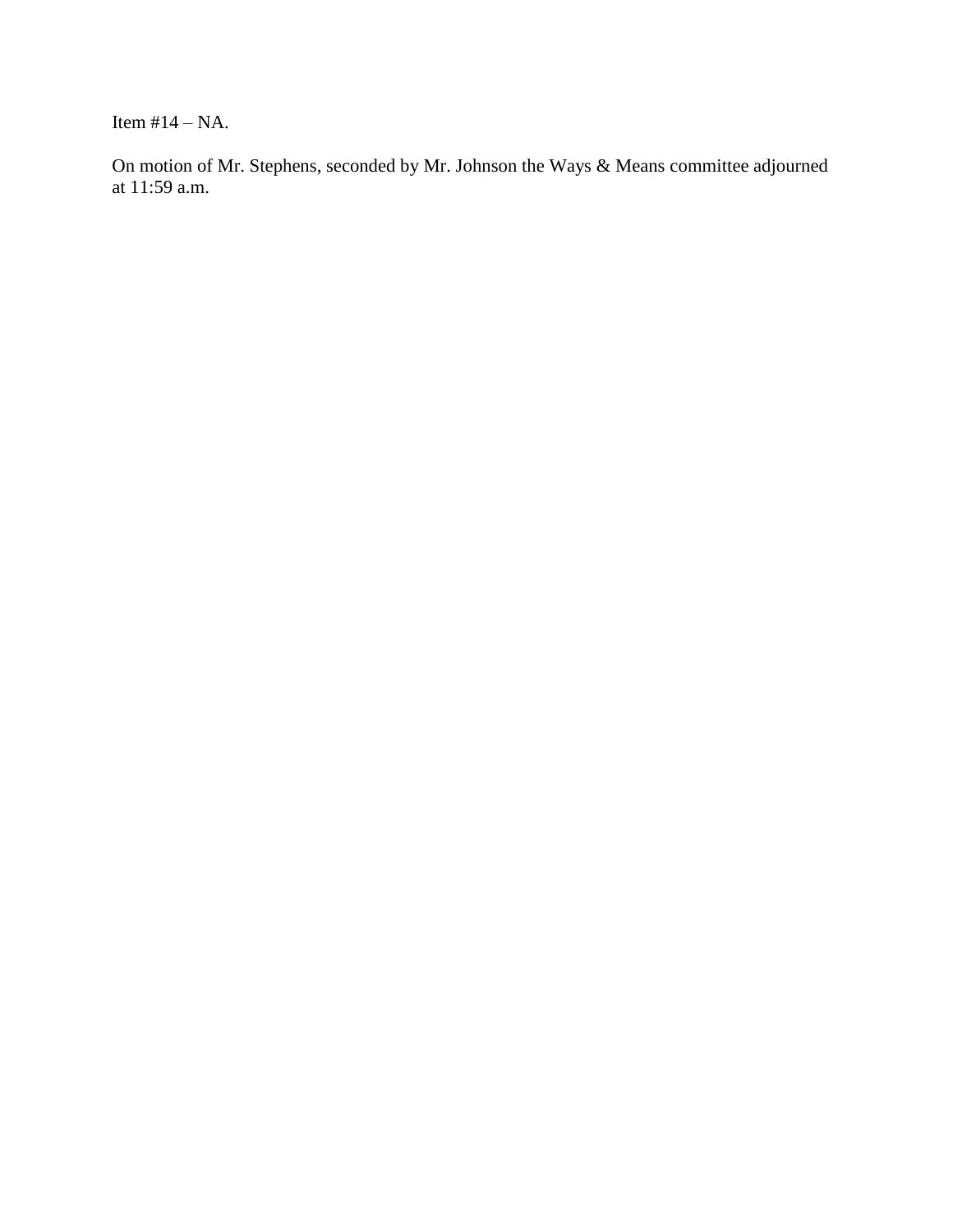Item #14 – NA.

On motion of Mr. Stephens, seconded by Mr. Johnson the Ways & Means committee adjourned at 11:59 a.m.